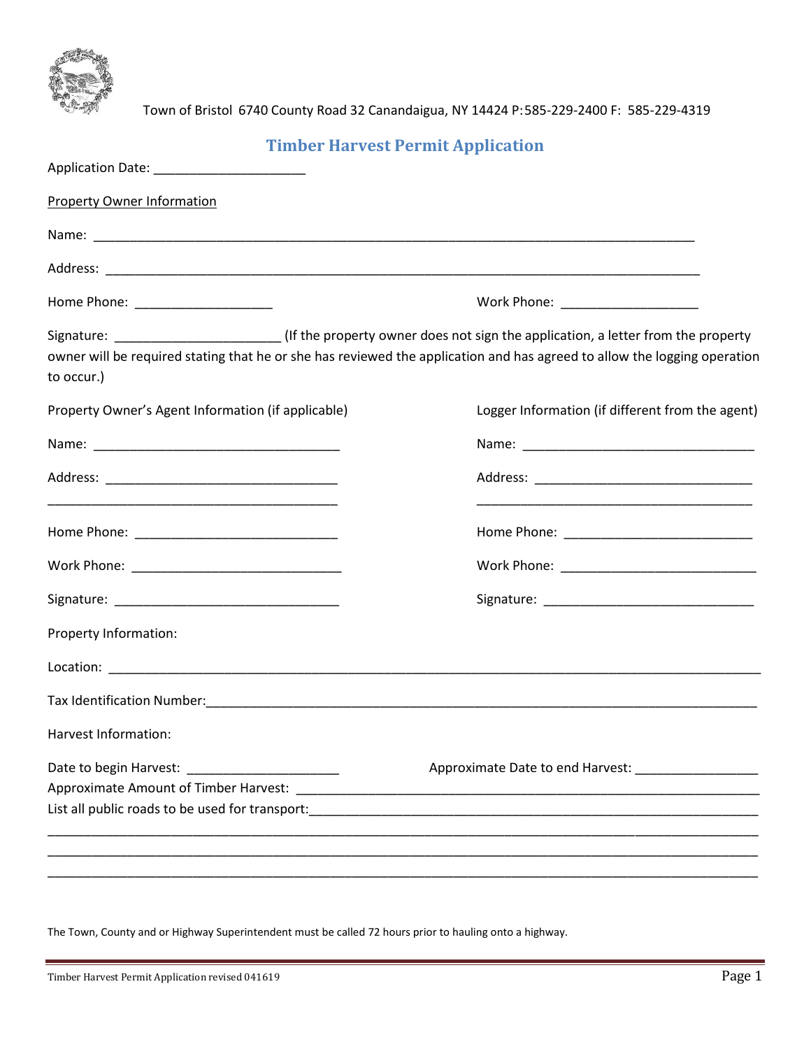Town of Bristol 6740 County Road 32 Canandaigua, NY 14424 P: 585-229-2400 F: 585-229-4319

# Timber Harvest Permit Application

Application Date: ____________________

Property Owner Information

Name: ________________________________________________________________________________

Address: ______________________________________________________________________________

Home Phone: __________________ Work Phone: __________________

Signature: ______________________ (If the property owner does not sign the application, a letter from the property owner will be required stating that he or she has reviewed the application and has agreed to allow the logging operation to occur.)

Property Owner's Agent Information (if applicable)

Name: _________________________________

Address: ______________________________

_______________________________________

Home Phone: ___________________________

Work Phone: ____________________________

Signature: _____________________________

Logger Information (if different from the agent)

Name: _______________________________

Address: _____________________________

_____________________________________

Home Phone: __________________________

Work Phone: ___________________________

Signature: ____________________________

Property Information:

Location: ______________________________________________________________________________________

Tax Identification Number:_______________________________________________________________________

Harvest Information:

Date to begin Harvest: ____________________ Approximate Date to end Harvest: ________________

Approximate Amount of Timber Harvest: _____________________________________________________________

List all public roads to be used for transport:___________________________________________________________

____________________________________________________________________________________________

____________________________________________________________________________________________

____________________________________________________________________________________________

The Town, County and or Highway Superintendent must be called 72 hours prior to hauling onto a highway.

Timber Harvest Permit Application revised 041619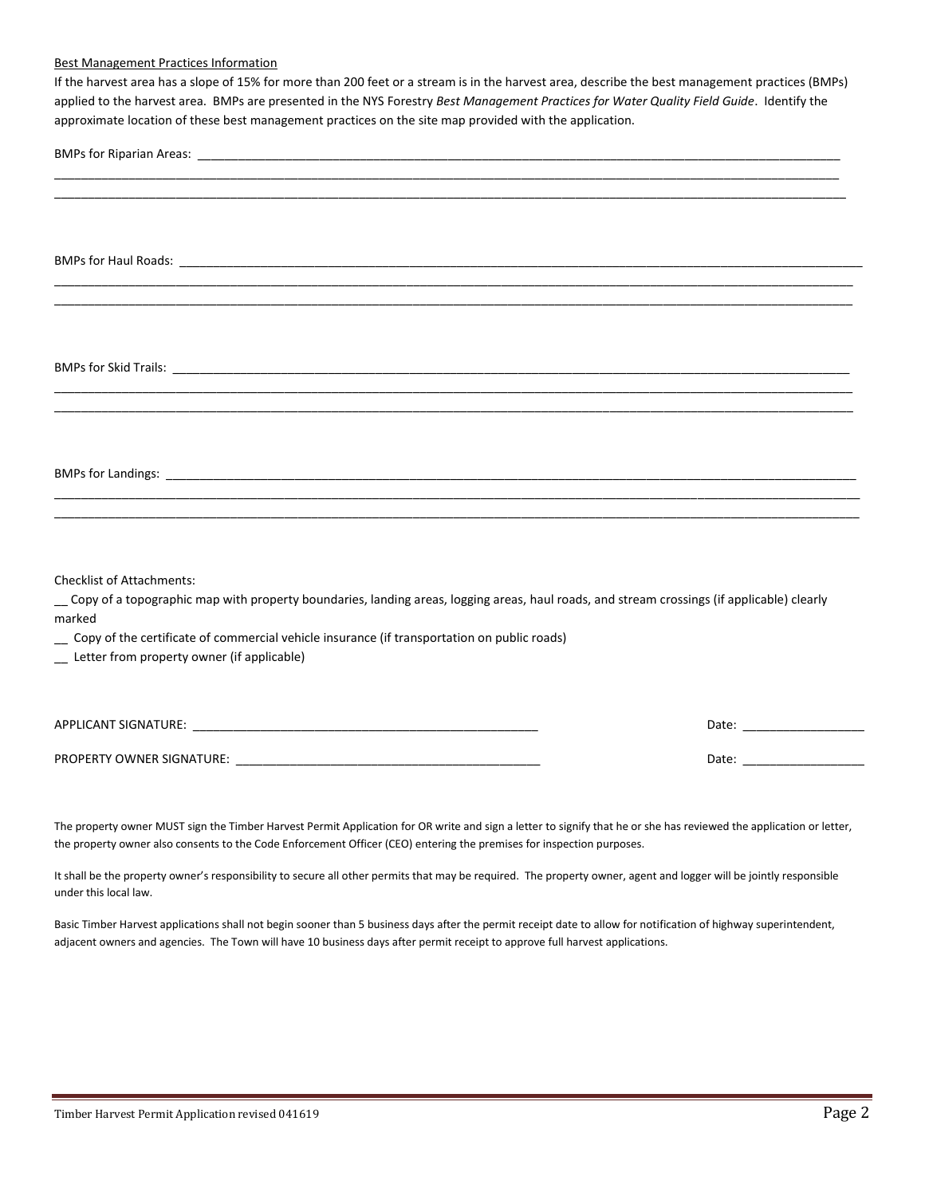Best Management Practices Information

If the harvest area has a slope of 15% for more than 200 feet or a stream is in the harvest area, describe the best management practices (BMPs) applied to the harvest area. BMPs are presented in the NYS Forestry *Best Management Practices for Water Quality Field Guide*. Identify the approximate location of these best management practices on the site map provided with the application.

BMPs for Riparian Areas: ____________________________________________________________________________________________
____________________________________________________________________________________________
____________________________________________________________________________________________

BMPs for Haul Roads: ____________________________________________________________________________________________
____________________________________________________________________________________________
____________________________________________________________________________________________

BMPs for Skid Trails: ____________________________________________________________________________________________
____________________________________________________________________________________________
____________________________________________________________________________________________

BMPs for Landings: ____________________________________________________________________________________________
____________________________________________________________________________________________
____________________________________________________________________________________________

Checklist of Attachments:

__ Copy of a topographic map with property boundaries, landing areas, logging areas, haul roads, and stream crossings (if applicable) clearly marked

__ Copy of the certificate of commercial vehicle insurance (if transportation on public roads)

__ Letter from property owner (if applicable)

APPLICANT SIGNATURE: ____________________________________________ Date: _________________

PROPERTY OWNER SIGNATURE: ____________________________________________ Date: _________________

The property owner MUST sign the Timber Harvest Permit Application for OR write and sign a letter to signify that he or she has reviewed the application or letter, the property owner also consents to the Code Enforcement Officer (CEO) entering the premises for inspection purposes.

It shall be the property owner's responsibility to secure all other permits that may be required. The property owner, agent and logger will be jointly responsible under this local law.

Basic Timber Harvest applications shall not begin sooner than 5 business days after the permit receipt date to allow for notification of highway superintendent, adjacent owners and agencies. The Town will have 10 business days after permit receipt to approve full harvest applications.